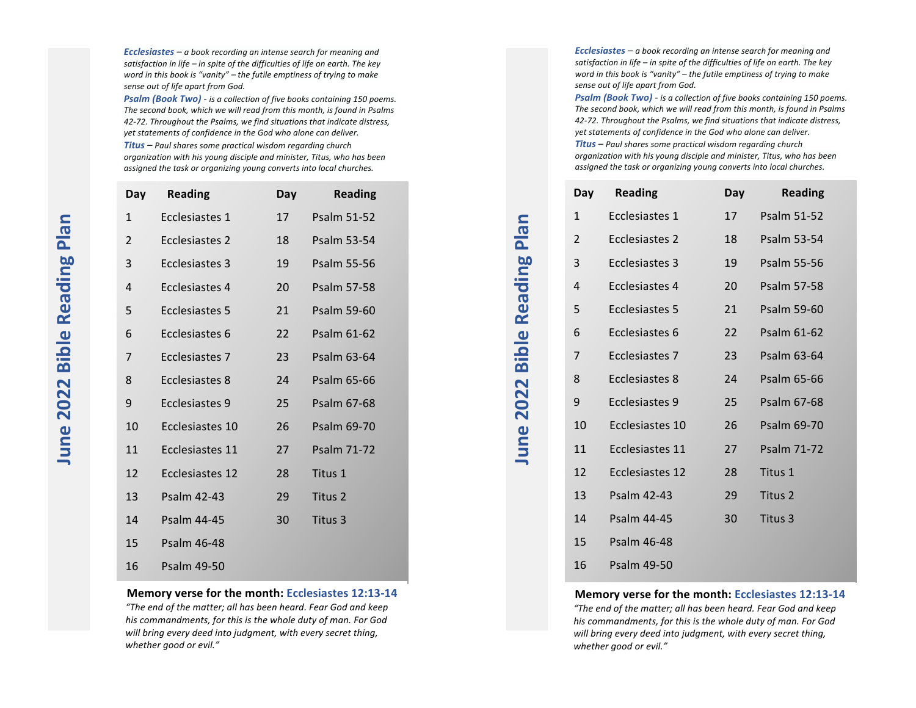# June 2022 Bible Reading Plan

***Ecclesiastes** – a book recording an intense search for meaning and satisfaction in life – in spite of the difficulties of life on earth. The key word in this book is "vanity" – the futile emptiness of trying to make sense out of life apart from God.*

***Psalm (Book Two)** - is a collection of five books containing 150 poems. The second book, which we will read from this month, is found in Psalms 42-72. Throughout the Psalms, we find situations that indicate distress, yet statements of confidence in the God who alone can deliver.*

***Titus** – Paul shares some practical wisdom regarding church organization with his young disciple and minister, Titus, who has been assigned the task or organizing young converts into local churches.*

| Day | Reading | Day | Reading |
|---|---|---|---|
| 1 | Ecclesiastes 1 | 17 | Psalm 51-52 |
| 2 | Ecclesiastes 2 | 18 | Psalm 53-54 |
| 3 | Ecclesiastes 3 | 19 | Psalm 55-56 |
| 4 | Ecclesiastes 4 | 20 | Psalm 57-58 |
| 5 | Ecclesiastes 5 | 21 | Psalm 59-60 |
| 6 | Ecclesiastes 6 | 22 | Psalm 61-62 |
| 7 | Ecclesiastes 7 | 23 | Psalm 63-64 |
| 8 | Ecclesiastes 8 | 24 | Psalm 65-66 |
| 9 | Ecclesiastes 9 | 25 | Psalm 67-68 |
| 10 | Ecclesiastes 10 | 26 | Psalm 69-70 |
| 11 | Ecclesiastes 11 | 27 | Psalm 71-72 |
| 12 | Ecclesiastes 12 | 28 | Titus 1 |
| 13 | Psalm 42-43 | 29 | Titus 2 |
| 14 | Psalm 44-45 | 30 | Titus 3 |
| 15 | Psalm 46-48 | | |
| 16 | Psalm 49-50 | | |

**Memory verse for the month: Ecclesiastes 12:13-14**

*"The end of the matter; all has been heard. Fear God and keep his commandments, for this is the whole duty of man. For God will bring every deed into judgment, with every secret thing, whether good or evil."*

# June 2022 Bible Reading Plan

***Ecclesiastes** – a book recording an intense search for meaning and satisfaction in life – in spite of the difficulties of life on earth. The key word in this book is "vanity" – the futile emptiness of trying to make sense out of life apart from God.*

***Psalm (Book Two)** - is a collection of five books containing 150 poems. The second book, which we will read from this month, is found in Psalms 42-72. Throughout the Psalms, we find situations that indicate distress, yet statements of confidence in the God who alone can deliver.*

***Titus** – Paul shares some practical wisdom regarding church organization with his young disciple and minister, Titus, who has been assigned the task or organizing young converts into local churches.*

| Day | Reading | Day | Reading |
|---|---|---|---|
| 1 | Ecclesiastes 1 | 17 | Psalm 51-52 |
| 2 | Ecclesiastes 2 | 18 | Psalm 53-54 |
| 3 | Ecclesiastes 3 | 19 | Psalm 55-56 |
| 4 | Ecclesiastes 4 | 20 | Psalm 57-58 |
| 5 | Ecclesiastes 5 | 21 | Psalm 59-60 |
| 6 | Ecclesiastes 6 | 22 | Psalm 61-62 |
| 7 | Ecclesiastes 7 | 23 | Psalm 63-64 |
| 8 | Ecclesiastes 8 | 24 | Psalm 65-66 |
| 9 | Ecclesiastes 9 | 25 | Psalm 67-68 |
| 10 | Ecclesiastes 10 | 26 | Psalm 69-70 |
| 11 | Ecclesiastes 11 | 27 | Psalm 71-72 |
| 12 | Ecclesiastes 12 | 28 | Titus 1 |
| 13 | Psalm 42-43 | 29 | Titus 2 |
| 14 | Psalm 44-45 | 30 | Titus 3 |
| 15 | Psalm 46-48 | | |
| 16 | Psalm 49-50 | | |

**Memory verse for the month: Ecclesiastes 12:13-14**

*"The end of the matter; all has been heard. Fear God and keep his commandments, for this is the whole duty of man. For God will bring every deed into judgment, with every secret thing, whether good or evil."*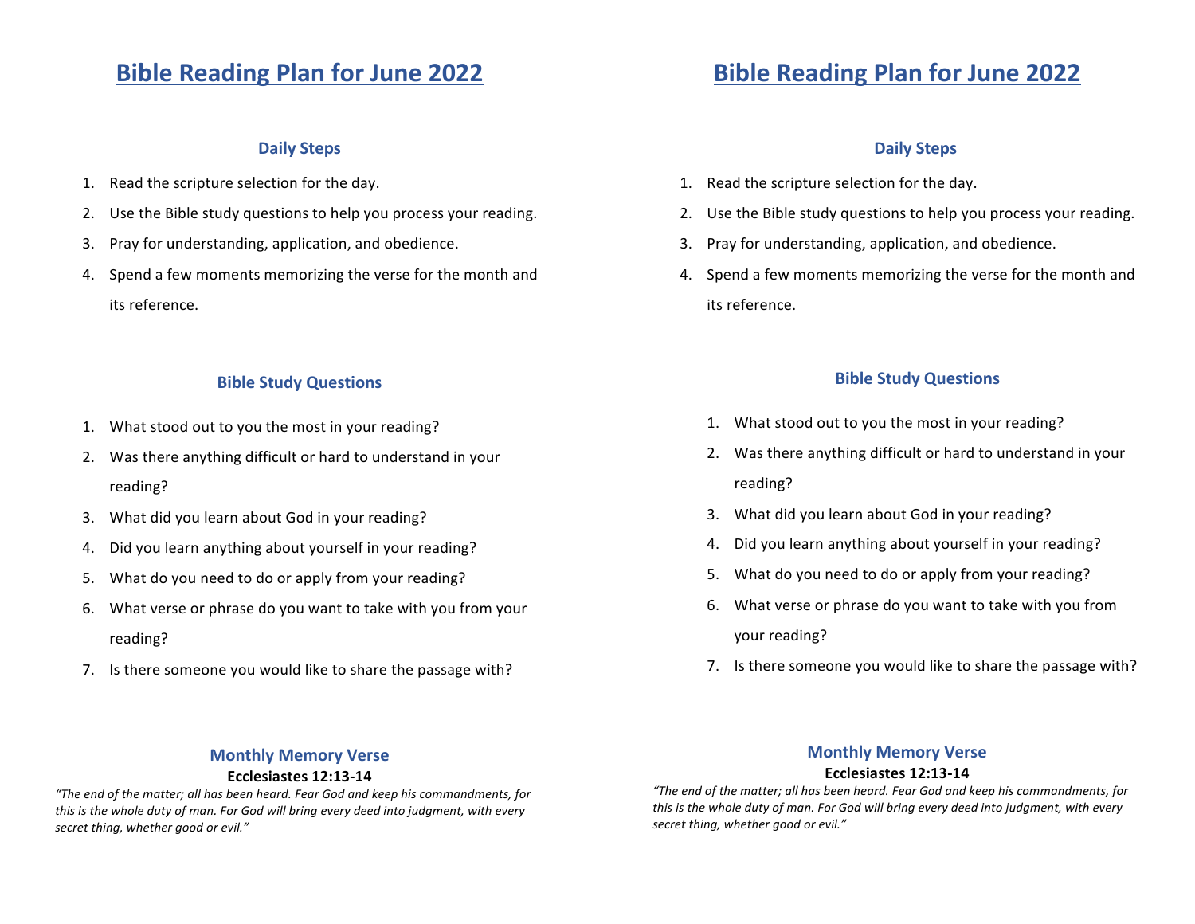# Bible Reading Plan for June 2022

### Daily Steps

1. Read the scripture selection for the day.
2. Use the Bible study questions to help you process your reading.
3. Pray for understanding, application, and obedience.
4. Spend a few moments memorizing the verse for the month and its reference.

### Bible Study Questions

1. What stood out to you the most in your reading?
2. Was there anything difficult or hard to understand in your reading?
3. What did you learn about God in your reading?
4. Did you learn anything about yourself in your reading?
5. What do you need to do or apply from your reading?
6. What verse or phrase do you want to take with you from your reading?
7. Is there someone you would like to share the passage with?

### Monthly Memory Verse

**Ecclesiastes 12:13-14**

*"The end of the matter; all has been heard. Fear God and keep his commandments, for this is the whole duty of man. For God will bring every deed into judgment, with every secret thing, whether good or evil."*

# Bible Reading Plan for June 2022

### Daily Steps

1. Read the scripture selection for the day.
2. Use the Bible study questions to help you process your reading.
3. Pray for understanding, application, and obedience.
4. Spend a few moments memorizing the verse for the month and its reference.

### Bible Study Questions

1. What stood out to you the most in your reading?
2. Was there anything difficult or hard to understand in your reading?
3. What did you learn about God in your reading?
4. Did you learn anything about yourself in your reading?
5. What do you need to do or apply from your reading?
6. What verse or phrase do you want to take with you from your reading?
7. Is there someone you would like to share the passage with?

### Monthly Memory Verse

**Ecclesiastes 12:13-14**

*"The end of the matter; all has been heard. Fear God and keep his commandments, for this is the whole duty of man. For God will bring every deed into judgment, with every secret thing, whether good or evil."*